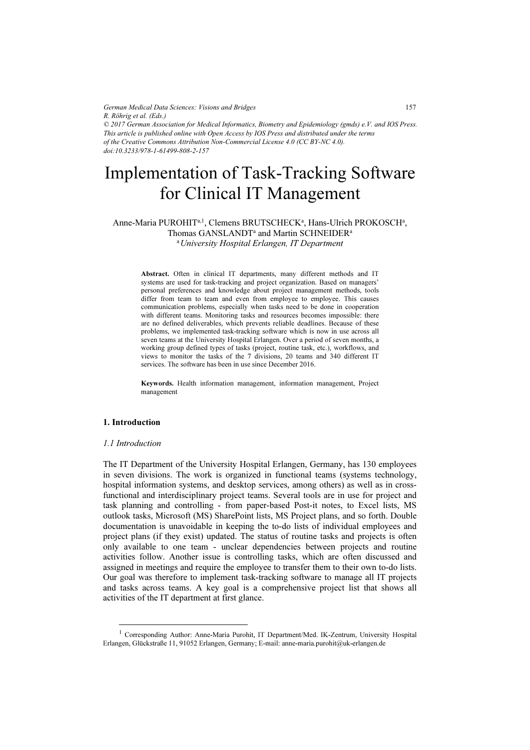# Implementation of Task-Tracking Software for Clinical IT Management

Anne-Maria PUROHIT[a,1], Clemens BRUTSCHECK[a], Hans-Ulrich PROKOSCH[a], Thomas GANSLANDT[a] and Martin SCHNEIDER[a]

[a] *University Hospital Erlangen, IT Department*

**Abstract.** Often in clinical IT departments, many different methods and IT systems are used for task-tracking and project organization. Based on managers' personal preferences and knowledge about project management methods, tools differ from team to team and even from employee to employee. This causes communication problems, especially when tasks need to be done in cooperation with different teams. Monitoring tasks and resources becomes impossible: there are no defined deliverables, which prevents reliable deadlines. Because of these problems, we implemented task-tracking software which is now in use across all seven teams at the University Hospital Erlangen. Over a period of seven months, a working group defined types of tasks (project, routine task, etc.), workflows, and views to monitor the tasks of the 7 divisions, 20 teams and 340 different IT services. The software has been in use since December 2016.

**Keywords.** Health information management, information management, Project management

## 1. Introduction

### *1.1 Introduction*

The IT Department of the University Hospital Erlangen, Germany, has 130 employees in seven divisions. The work is organized in functional teams (systems technology, hospital information systems, and desktop services, among others) as well as in cross-functional and interdisciplinary project teams. Several tools are in use for project and task planning and controlling - from paper-based Post-it notes, to Excel lists, MS outlook tasks, Microsoft (MS) SharePoint lists, MS Project plans, and so forth. Double documentation is unavoidable in keeping the to-do lists of individual employees and project plans (if they exist) updated. The status of routine tasks and projects is often only available to one team - unclear dependencies between projects and routine activities follow. Another issue is controlling tasks, which are often discussed and assigned in meetings and require the employee to transfer them to their own to-do lists. Our goal was therefore to implement task-tracking software to manage all IT projects and tasks across teams. A key goal is a comprehensive project list that shows all activities of the IT department at first glance.

[1] Corresponding Author: Anne-Maria Purohit, IT Department/Med. IK-Zentrum, University Hospital Erlangen, Glückstraße 11, 91052 Erlangen, Germany; E-mail: anne-maria.purohit@uk-erlangen.de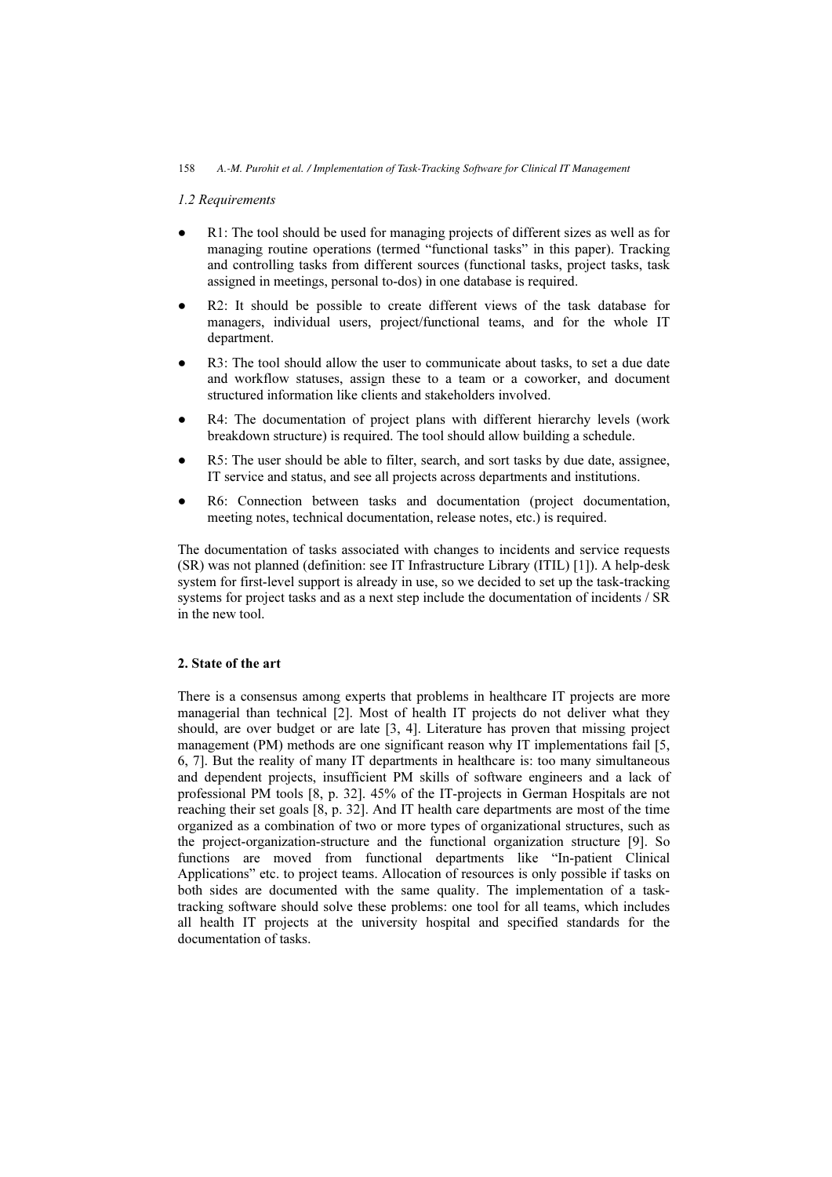### *1.2 Requirements*

- R1: The tool should be used for managing projects of different sizes as well as for managing routine operations (termed "functional tasks" in this paper). Tracking and controlling tasks from different sources (functional tasks, project tasks, task assigned in meetings, personal to-dos) in one database is required.
- R2: It should be possible to create different views of the task database for managers, individual users, project/functional teams, and for the whole IT department.
- R3: The tool should allow the user to communicate about tasks, to set a due date and workflow statuses, assign these to a team or a coworker, and document structured information like clients and stakeholders involved.
- R4: The documentation of project plans with different hierarchy levels (work breakdown structure) is required. The tool should allow building a schedule.
- R5: The user should be able to filter, search, and sort tasks by due date, assignee, IT service and status, and see all projects across departments and institutions.
- R6: Connection between tasks and documentation (project documentation, meeting notes, technical documentation, release notes, etc.) is required.

The documentation of tasks associated with changes to incidents and service requests (SR) was not planned (definition: see IT Infrastructure Library (ITIL) [1]). A help-desk system for first-level support is already in use, so we decided to set up the task-tracking systems for project tasks and as a next step include the documentation of incidents / SR in the new tool.

## 2. State of the art

There is a consensus among experts that problems in healthcare IT projects are more managerial than technical [2]. Most of health IT projects do not deliver what they should, are over budget or are late [3, 4]. Literature has proven that missing project management (PM) methods are one significant reason why IT implementations fail [5, 6, 7]. But the reality of many IT departments in healthcare is: too many simultaneous and dependent projects, insufficient PM skills of software engineers and a lack of professional PM tools [8, p. 32]. 45% of the IT-projects in German Hospitals are not reaching their set goals [8, p. 32]. And IT health care departments are most of the time organized as a combination of two or more types of organizational structures, such as the project-organization-structure and the functional organization structure [9]. So functions are moved from functional departments like "In-patient Clinical Applications" etc. to project teams. Allocation of resources is only possible if tasks on both sides are documented with the same quality. The implementation of a task-tracking software should solve these problems: one tool for all teams, which includes all health IT projects at the university hospital and specified standards for the documentation of tasks.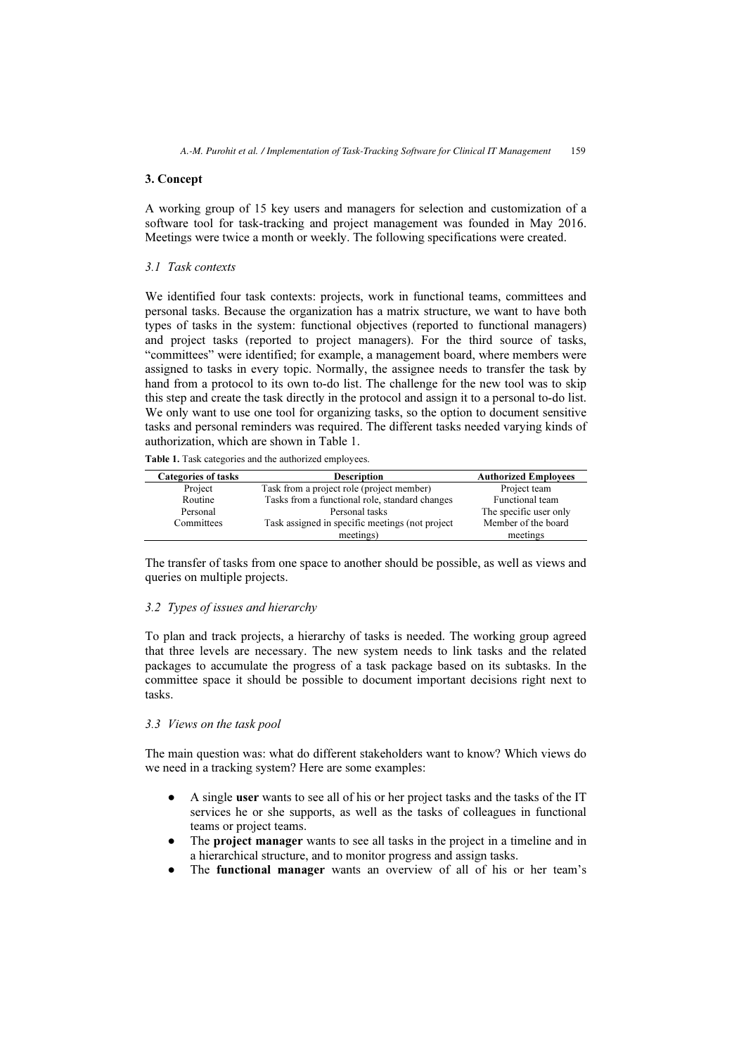## 3. Concept

A working group of 15 key users and managers for selection and customization of a software tool for task-tracking and project management was founded in May 2016. Meetings were twice a month or weekly. The following specifications were created.

### 3.1 Task contexts

We identified four task contexts: projects, work in functional teams, committees and personal tasks. Because the organization has a matrix structure, we want to have both types of tasks in the system: functional objectives (reported to functional managers) and project tasks (reported to project managers). For the third source of tasks, "committees" were identified; for example, a management board, where members were assigned to tasks in every topic. Normally, the assignee needs to transfer the task by hand from a protocol to its own to-do list. The challenge for the new tool was to skip this step and create the task directly in the protocol and assign it to a personal to-do list. We only want to use one tool for organizing tasks, so the option to document sensitive tasks and personal reminders was required. The different tasks needed varying kinds of authorization, which are shown in Table 1.

**Table 1.** Task categories and the authorized employees.

| Categories of tasks | Description | Authorized Employees |
|---|---|---|
| Project | Task from a project role (project member) | Project team |
| Routine | Tasks from a functional role, standard changes | Functional team |
| Personal | Personal tasks | The specific user only |
| Committees | Task assigned in specific meetings (not project meetings) | Member of the board meetings |

The transfer of tasks from one space to another should be possible, as well as views and queries on multiple projects.

### 3.2 Types of issues and hierarchy

To plan and track projects, a hierarchy of tasks is needed. The working group agreed that three levels are necessary. The new system needs to link tasks and the related packages to accumulate the progress of a task package based on its subtasks. In the committee space it should be possible to document important decisions right next to tasks.

### 3.3 Views on the task pool

The main question was: what do different stakeholders want to know? Which views do we need in a tracking system? Here are some examples:

- A single **user** wants to see all of his or her project tasks and the tasks of the IT services he or she supports, as well as the tasks of colleagues in functional teams or project teams.
- The **project manager** wants to see all tasks in the project in a timeline and in a hierarchical structure, and to monitor progress and assign tasks.
- The **functional manager** wants an overview of all of his or her team's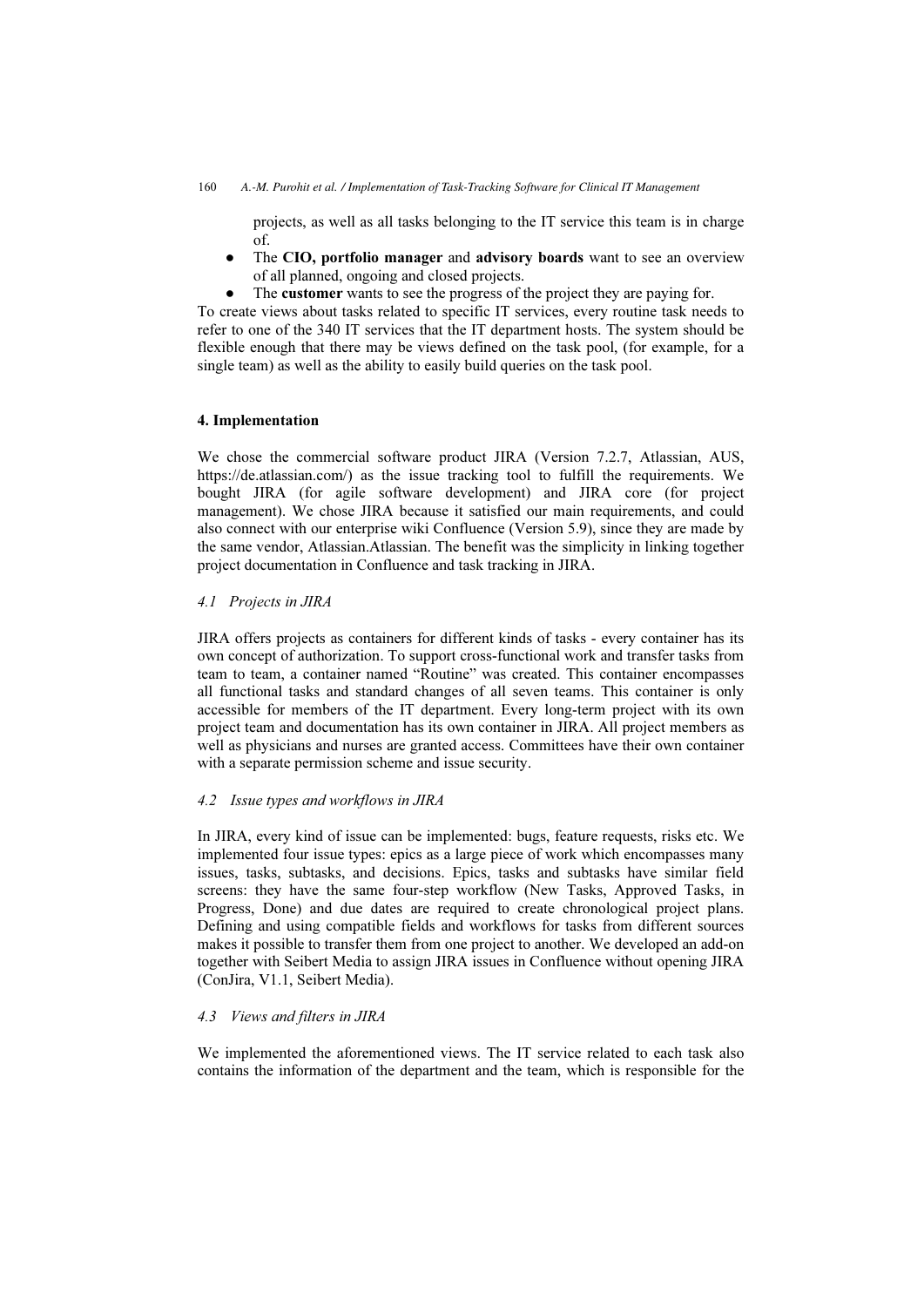projects, as well as all tasks belonging to the IT service this team is in charge of.

- The **CIO, portfolio manager** and **advisory boards** want to see an overview of all planned, ongoing and closed projects.
- The **customer** wants to see the progress of the project they are paying for.

To create views about tasks related to specific IT services, every routine task needs to refer to one of the 340 IT services that the IT department hosts. The system should be flexible enough that there may be views defined on the task pool, (for example, for a single team) as well as the ability to easily build queries on the task pool.

## 4. Implementation

We chose the commercial software product JIRA (Version 7.2.7, Atlassian, AUS, https://de.atlassian.com/) as the issue tracking tool to fulfill the requirements. We bought JIRA (for agile software development) and JIRA core (for project management). We chose JIRA because it satisfied our main requirements, and could also connect with our enterprise wiki Confluence (Version 5.9), since they are made by the same vendor, Atlassian.Atlassian. The benefit was the simplicity in linking together project documentation in Confluence and task tracking in JIRA.

### *4.1 Projects in JIRA*

JIRA offers projects as containers for different kinds of tasks - every container has its own concept of authorization. To support cross-functional work and transfer tasks from team to team, a container named "Routine" was created. This container encompasses all functional tasks and standard changes of all seven teams. This container is only accessible for members of the IT department. Every long-term project with its own project team and documentation has its own container in JIRA. All project members as well as physicians and nurses are granted access. Committees have their own container with a separate permission scheme and issue security.

### *4.2 Issue types and workflows in JIRA*

In JIRA, every kind of issue can be implemented: bugs, feature requests, risks etc. We implemented four issue types: epics as a large piece of work which encompasses many issues, tasks, subtasks, and decisions. Epics, tasks and subtasks have similar field screens: they have the same four-step workflow (New Tasks, Approved Tasks, in Progress, Done) and due dates are required to create chronological project plans. Defining and using compatible fields and workflows for tasks from different sources makes it possible to transfer them from one project to another. We developed an add-on together with Seibert Media to assign JIRA issues in Confluence without opening JIRA (ConJira, V1.1, Seibert Media).

### *4.3 Views and filters in JIRA*

We implemented the aforementioned views. The IT service related to each task also contains the information of the department and the team, which is responsible for the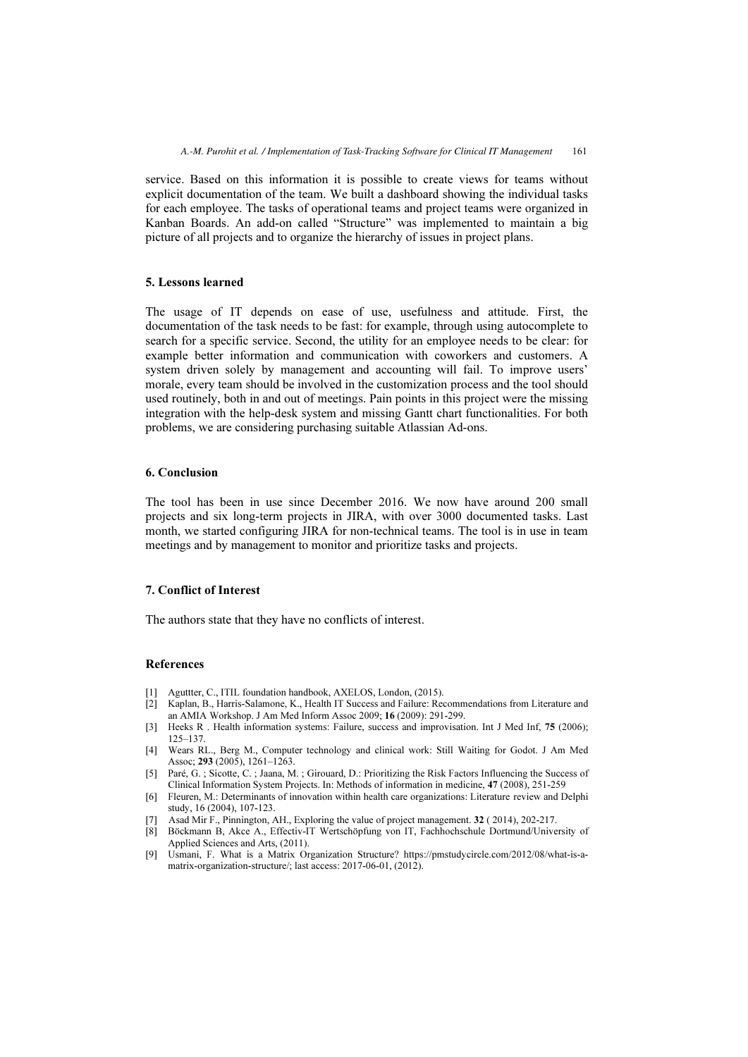service. Based on this information it is possible to create views for teams without explicit documentation of the team. We built a dashboard showing the individual tasks for each employee. The tasks of operational teams and project teams were organized in Kanban Boards. An add-on called "Structure" was implemented to maintain a big picture of all projects and to organize the hierarchy of issues in project plans.

## 5. Lessons learned

The usage of IT depends on ease of use, usefulness and attitude. First, the documentation of the task needs to be fast: for example, through using autocomplete to search for a specific service. Second, the utility for an employee needs to be clear: for example better information and communication with coworkers and customers. A system driven solely by management and accounting will fail. To improve users' morale, every team should be involved in the customization process and the tool should used routinely, both in and out of meetings. Pain points in this project were the missing integration with the help-desk system and missing Gantt chart functionalities. For both problems, we are considering purchasing suitable Atlassian Ad-ons.

## 6. Conclusion

The tool has been in use since December 2016. We now have around 200 small projects and six long-term projects in JIRA, with over 3000 documented tasks. Last month, we started configuring JIRA for non-technical teams. The tool is in use in team meetings and by management to monitor and prioritize tasks and projects.

## 7. Conflict of Interest

The authors state that they have no conflicts of interest.

## References

[1] Aguttter, C., ITIL foundation handbook, AXELOS, London, (2015).

[2] Kaplan, B., Harris-Salamone, K., Health IT Success and Failure: Recommendations from Literature and an AMIA Workshop. J Am Med Inform Assoc 2009; **16** (2009): 291-299.

[3] Heeks R . Health information systems: Failure, success and improvisation. Int J Med Inf, **75** (2006); 125–137.

[4] Wears RL., Berg M., Computer technology and clinical work: Still Waiting for Godot. J Am Med Assoc; **293** (2005), 1261–1263.

[5] Paré, G. ; Sicotte, C. ; Jaana, M. ; Girouard, D.: Prioritizing the Risk Factors Influencing the Success of Clinical Information System Projects. In: Methods of information in medicine, **47** (2008), 251-259

[6] Fleuren, M.: Determinants of innovation within health care organizations: Literature review and Delphi study, 16 (2004), 107-123.

[7] Asad Mir F., Pinnington, AH., Exploring the value of project management. **32** ( 2014), 202-217.

[8] Böckmann B, Akce A., Effectiv-IT Wertschöpfung von IT, Fachhochschule Dortmund/University of Applied Sciences and Arts, (2011).

[9] Usmani, F. What is a Matrix Organization Structure? https://pmstudycircle.com/2012/08/what-is-a-matrix-organization-structure/; last access: 2017-06-01, (2012).